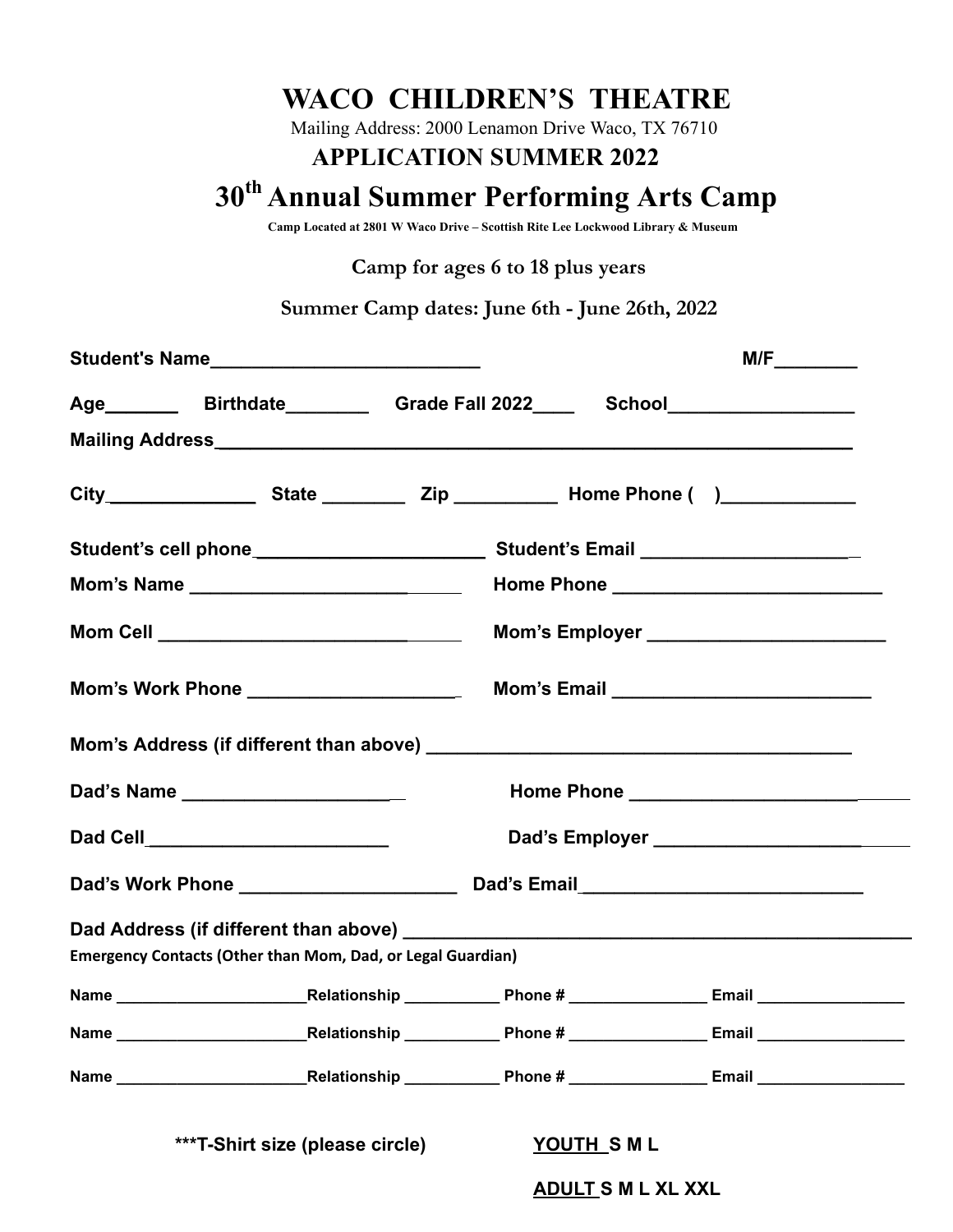# WACO CHILDREN'S THEATRE

Mailing Address: 2000 Lenamon Drive Waco, TX 76710

## APPLICATION SUMMER 2022

# 30th Annual Summer Performing Arts Camp

**Camp Located at 2801 W Waco Drive – Scottish Rite Lee Lockwood Library & Museum**

**Camp for ages 6 to 18 plus years**

**Summer Camp dates: June 6th - June 26th, 2022**

**Student's Name**_________________________ **M/F**________

**Age**_______ **Birthdate**________ **Grade Fall 2022**____ **School**_________________

**Mailing Address**_____________________________________________________________

**City**______________ **State** ________ **Zip** __________ **Home Phone (    )**_____________

**Student's cell phone**______________________ **Student's Email** ____________________

**Mom's Name** ___________________________ **Home Phone** _________________________

**Mom Cell** ______________________________ **Mom's Employer** _______________________

**Mom's Work Phone** _____________________ **Mom's Email** _________________________

**Mom's Address (if different than above)** _______________________________________

**Dad's Name** _____________________ **Home Phone** _____________________________

**Dad Cell**_______________________ **Dad's Employer** ___________________________

**Dad's Work Phone** _____________________ **Dad's Email**___________________________

**Dad Address (if different than above)** ____________________________________________

**Emergency Contacts (Other than Mom, Dad, or Legal Guardian)**

**Name** _____________________**Relationship** __________ **Phone #** _______________ **Email** ________________

**Name** _____________________**Relationship** __________ **Phone #** _______________ **Email** ________________

**Name** _____________________**Relationship** __________ **Phone #** _______________ **Email** ________________

**\*\*\*T-Shirt size (please circle)** **YOUTH S M L**

**ADULT S M L XL XXL**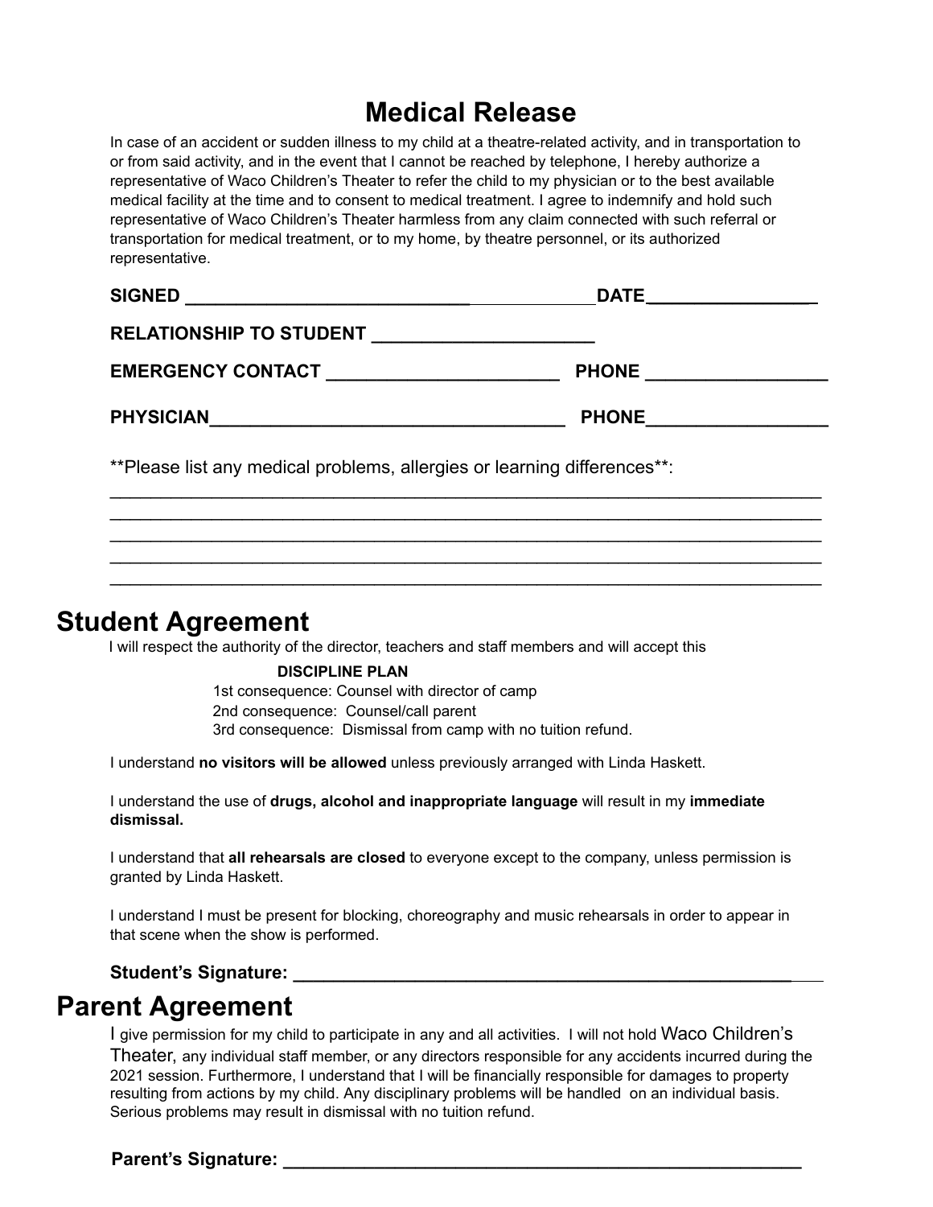# Medical Release

In case of an accident or sudden illness to my child at a theatre-related activity, and in transportation to or from said activity, and in the event that I cannot be reached by telephone, I hereby authorize a representative of Waco Children's Theater to refer the child to my physician or to the best available medical facility at the time and to consent to medical treatment. I agree to indemnify and hold such representative of Waco Children's Theater harmless from any claim connected with such referral or transportation for medical treatment, or to my home, by theatre personnel, or its authorized representative.

**SIGNED** ________________________________________ **DATE**________________

**RELATIONSHIP TO STUDENT** ______________________

**EMERGENCY CONTACT** _______________________ **PHONE** __________________

**PHYSICIAN**____________________________________ **PHONE**__________________

**Please list any medical problems, allergies or learning differences**:

________________________________________________________________________

________________________________________________________________________

________________________________________________________________________

________________________________________________________________________

________________________________________________________________________

# Student Agreement

I will respect the authority of the director, teachers and staff members and will accept this

**DISCIPLINE PLAN**

1st consequence: Counsel with director of camp

2nd consequence: Counsel/call parent

3rd consequence: Dismissal from camp with no tuition refund.

I understand **no visitors will be allowed** unless previously arranged with Linda Haskett.

I understand the use of **drugs, alcohol and inappropriate language** will result in my **immediate dismissal.**

I understand that **all rehearsals are closed** to everyone except to the company, unless permission is granted by Linda Haskett.

I understand I must be present for blocking, choreography and music rehearsals in order to appear in that scene when the show is performed.

**Student's Signature:** ______________________________________________________

# Parent Agreement

I give permission for my child to participate in any and all activities. I will not hold Waco Children's Theater, any individual staff member, or any directors responsible for any accidents incurred during the 2021 session. Furthermore, I understand that I will be financially responsible for damages to property resulting from actions by my child. Any disciplinary problems will be handled on an individual basis. Serious problems may result in dismissal with no tuition refund.

**Parent's Signature:** ______________________________________________________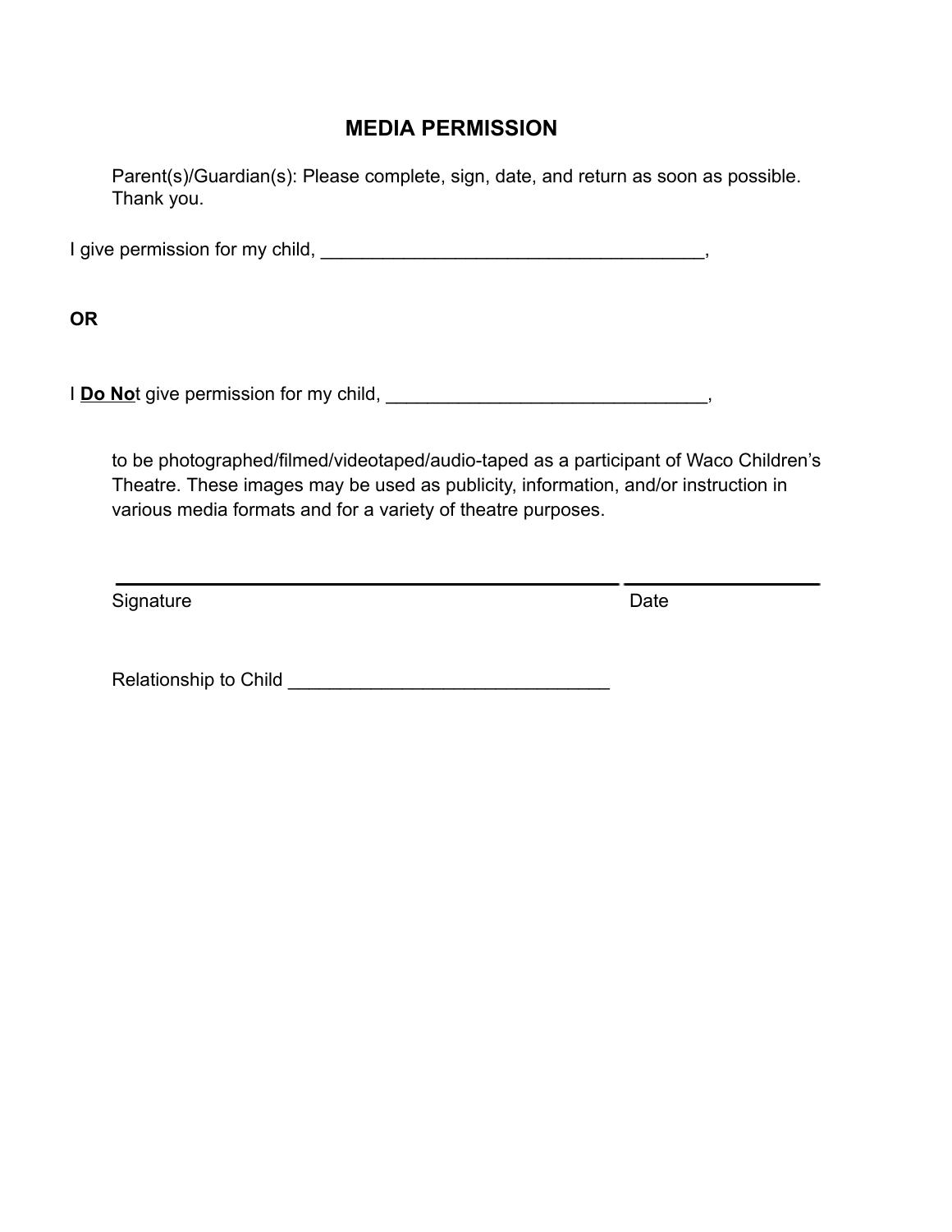# MEDIA PERMISSION

Parent(s)/Guardian(s): Please complete, sign, date, and return as soon as possible. Thank you.

I give permission for my child, ______________________________________,

**OR**

I **Do No**t give permission for my child, ________________________________,

to be photographed/filmed/videotaped/audio-taped as a participant of Waco Children's Theatre. These images may be used as publicity, information, and/or instruction in various media formats and for a variety of theatre purposes.

_______________________________________________ ___________________

Signature Date

Relationship to Child _______________________________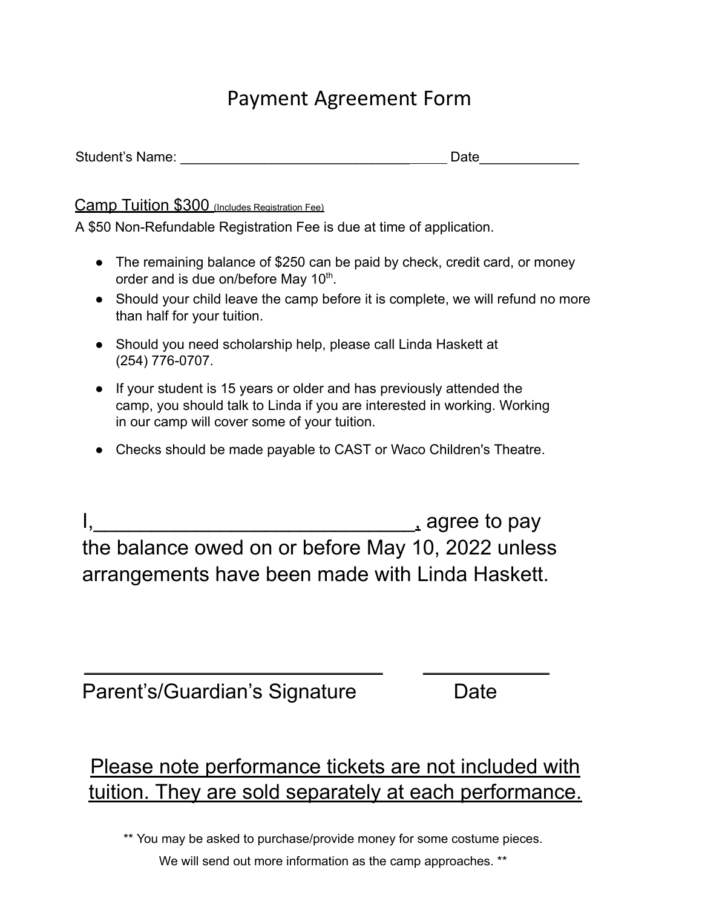// Payment Agreement Form

Student's Name: ______________________________________ Date_____________

Camp Tuition $300 (Includes Registration Fee)

A $50 Non-Refundable Registration Fee is due at time of application.

- The remaining balance of $250 can be paid by check, credit card, or money order and is due on/before May 10th.
- Should your child leave the camp before it is complete, we will refund no more than half for your tuition.
- Should you need scholarship help, please call Linda Haskett at (254) 776-0707.
- If your student is 15 years or older and has previously attended the camp, you should talk to Linda if you are interested in working. Working in our camp will cover some of your tuition.
- Checks should be made payable to CAST or Waco Children's Theatre.

I,______________________________, agree to pay the balance owed on or before May 10, 2022 unless arrangements have been made with Linda Haskett.

____________________________ ____________

Parent's/Guardian's Signature Date

Please note performance tickets are not included with tuition. They are sold separately at each performance.

** You may be asked to purchase/provide money for some costume pieces.
We will send out more information as the camp approaches. **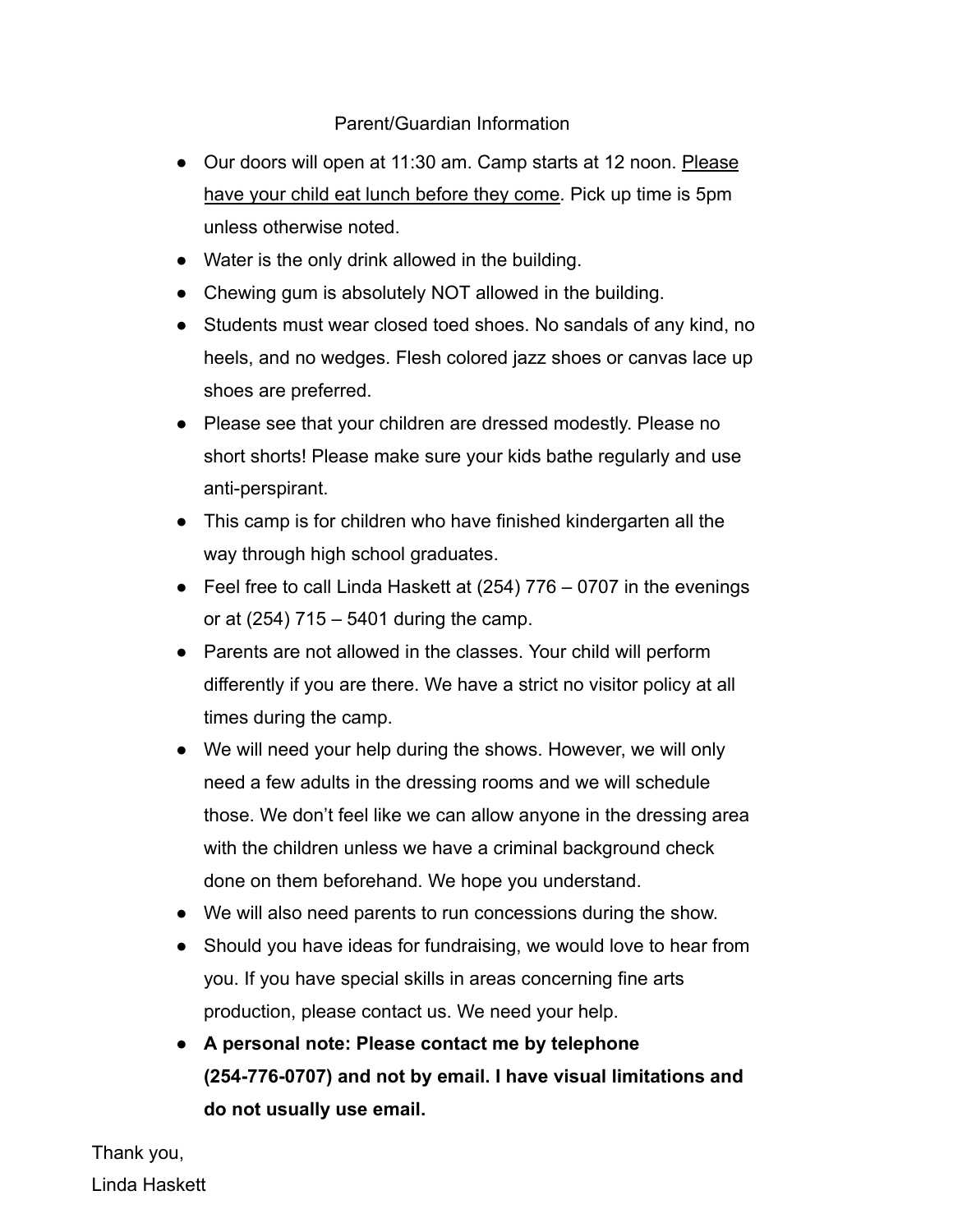## Parent/Guardian Information

- Our doors will open at 11:30 am. Camp starts at 12 noon. <u>Please have your child eat lunch before they come</u>. Pick up time is 5pm unless otherwise noted.
- Water is the only drink allowed in the building.
- Chewing gum is absolutely NOT allowed in the building.
- Students must wear closed toed shoes. No sandals of any kind, no heels, and no wedges. Flesh colored jazz shoes or canvas lace up shoes are preferred.
- Please see that your children are dressed modestly. Please no short shorts! Please make sure your kids bathe regularly and use anti-perspirant.
- This camp is for children who have finished kindergarten all the way through high school graduates.
- Feel free to call Linda Haskett at (254) 776 – 0707 in the evenings or at (254) 715 – 5401 during the camp.
- Parents are not allowed in the classes. Your child will perform differently if you are there. We have a strict no visitor policy at all times during the camp.
- We will need your help during the shows. However, we will only need a few adults in the dressing rooms and we will schedule those. We don't feel like we can allow anyone in the dressing area with the children unless we have a criminal background check done on them beforehand. We hope you understand.
- We will also need parents to run concessions during the show.
- Should you have ideas for fundraising, we would love to hear from you. If you have special skills in areas concerning fine arts production, please contact us. We need your help.
- **A personal note: Please contact me by telephone (254-776-0707) and not by email. I have visual limitations and do not usually use email.**

Thank you,

Linda Haskett